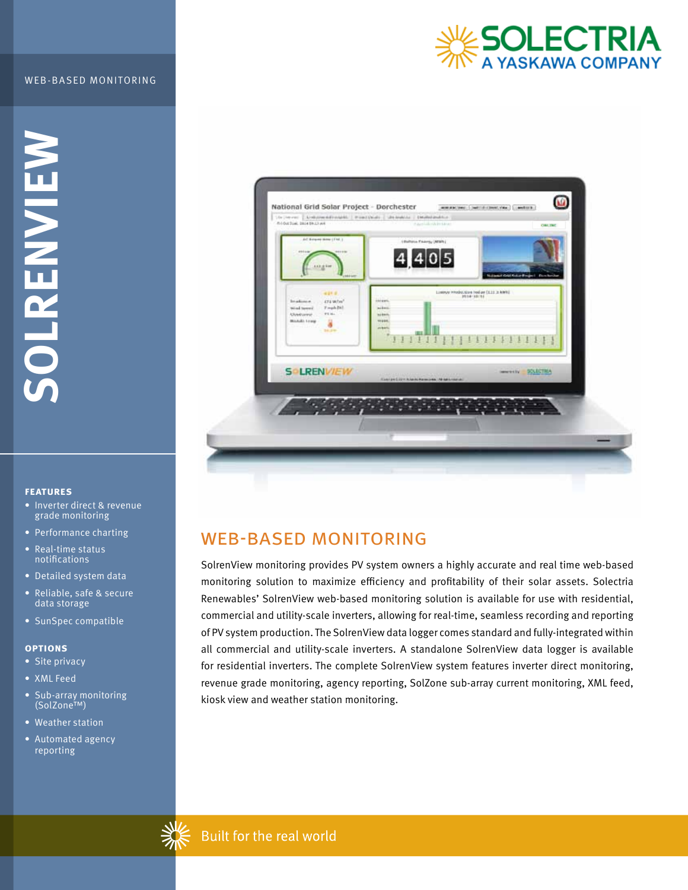SOLECTRIA
A YASKAWA COMPANY

WEB-BASED MONITORING

# SOLRENVIEW

### FEATURES

- Inverter direct & revenue grade monitoring
- Performance charting
- Real-time status notifications
- Detailed system data
- Reliable, safe & secure data storage
- SunSpec compatible

### OPTIONS

- Site privacy
- XML Feed
- Sub-array monitoring (SolZone™)
- Weather station
- Automated agency reporting

## WEB-BASED MONITORING

SolrenView monitoring provides PV system owners a highly accurate and real time web-based monitoring solution to maximize efficiency and profitability of their solar assets. Solectria Renewables' SolrenView web-based monitoring solution is available for use with residential, commercial and utility-scale inverters, allowing for real-time, seamless recording and reporting of PV system production. The SolrenView data logger comes standard and fully-integrated within all commercial and utility-scale inverters. A standalone SolrenView data logger is available for residential inverters. The complete SolrenView system features inverter direct monitoring, revenue grade monitoring, agency reporting, SolZone sub-array current monitoring, XML feed, kiosk view and weather station monitoring.

Built for the real world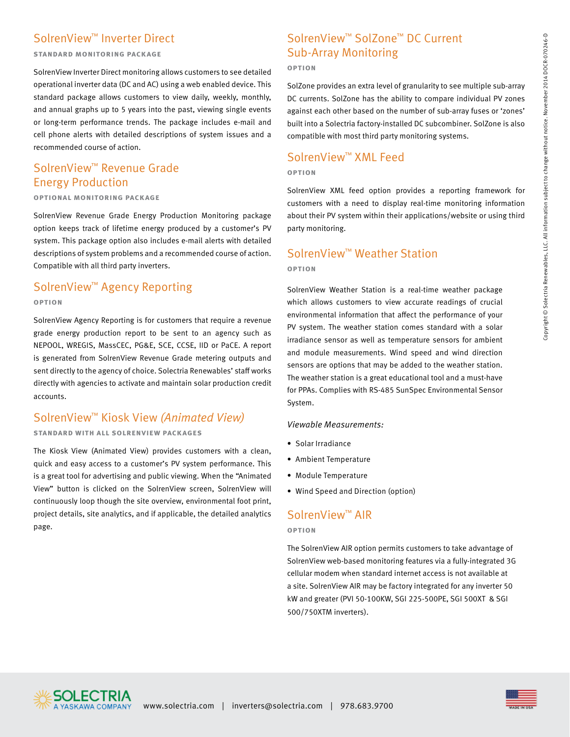## SolrenView™ Inverter Direct

STANDARD MONITORING PACKAGE

SolrenView Inverter Direct monitoring allows customers to see detailed operational inverter data (DC and AC) using a web enabled device. This standard package allows customers to view daily, weekly, monthly, and annual graphs up to 5 years into the past, viewing single events or long-term performance trends. The package includes e-mail and cell phone alerts with detailed descriptions of system issues and a recommended course of action.

## SolrenView™ Revenue Grade Energy Production

OPTIONAL MONITORING PACKAGE

SolrenView Revenue Grade Energy Production Monitoring package option keeps track of lifetime energy produced by a customer's PV system. This package option also includes e-mail alerts with detailed descriptions of system problems and a recommended course of action. Compatible with all third party inverters.

## SolrenView™ Agency Reporting

OPTION

SolrenView Agency Reporting is for customers that require a revenue grade energy production report to be sent to an agency such as NEPOOL, WREGIS, MassCEC, PG&E, SCE, CCSE, IID or PaCE. A report is generated from SolrenView Revenue Grade metering outputs and sent directly to the agency of choice. Solectria Renewables' staff works directly with agencies to activate and maintain solar production credit accounts.

## SolrenView™ Kiosk View *(Animated View)*

STANDARD WITH ALL SOLRENVIEW PACKAGES

The Kiosk View (Animated View) provides customers with a clean, quick and easy access to a customer's PV system performance. This is a great tool for advertising and public viewing. When the "Animated View" button is clicked on the SolrenView screen, SolrenView will continuously loop though the site overview, environmental foot print, project details, site analytics, and if applicable, the detailed analytics page.

## SolrenView™ SolZone™ DC Current Sub-Array Monitoring

OPTION

SolZone provides an extra level of granularity to see multiple sub-array DC currents. SolZone has the ability to compare individual PV zones against each other based on the number of sub-array fuses or 'zones' built into a Solectria factory-installed DC subcombiner. SolZone is also compatible with most third party monitoring systems.

## SolrenView™ XML Feed

OPTION

SolrenView XML feed option provides a reporting framework for customers with a need to display real-time monitoring information about their PV system within their applications/website or using third party monitoring.

## SolrenView™ Weather Station

OPTION

SolrenView Weather Station is a real-time weather package which allows customers to view accurate readings of crucial environmental information that affect the performance of your PV system. The weather station comes standard with a solar irradiance sensor as well as temperature sensors for ambient and module measurements. Wind speed and wind direction sensors are options that may be added to the weather station. The weather station is a great educational tool and a must-have for PPAs. Complies with RS-485 SunSpec Environmental Sensor System.

*Viewable Measurements:*

- Solar Irradiance
- Ambient Temperature
- Module Temperature
- Wind Speed and Direction (option)

## SolrenView™ AIR

OPTION

The SolrenView AIR option permits customers to take advantage of SolrenView web-based monitoring features via a fully-integrated 3G cellular modem when standard internet access is not available at a site. SolrenView AIR may be factory integrated for any inverter 50 kW and greater (PVI 50-100KW, SGI 225-500PE, SGI 500XT & SGI 500/750XTM inverters).

Copyright © Solectria Renewables, LLC. All information subject to change without notice. November 2014 DOCR-070246-D

SOLECTRIA A YASKAWA COMPANY

www.solectria.com | inverters@solectria.com | 978.683.9700

MADE IN USA